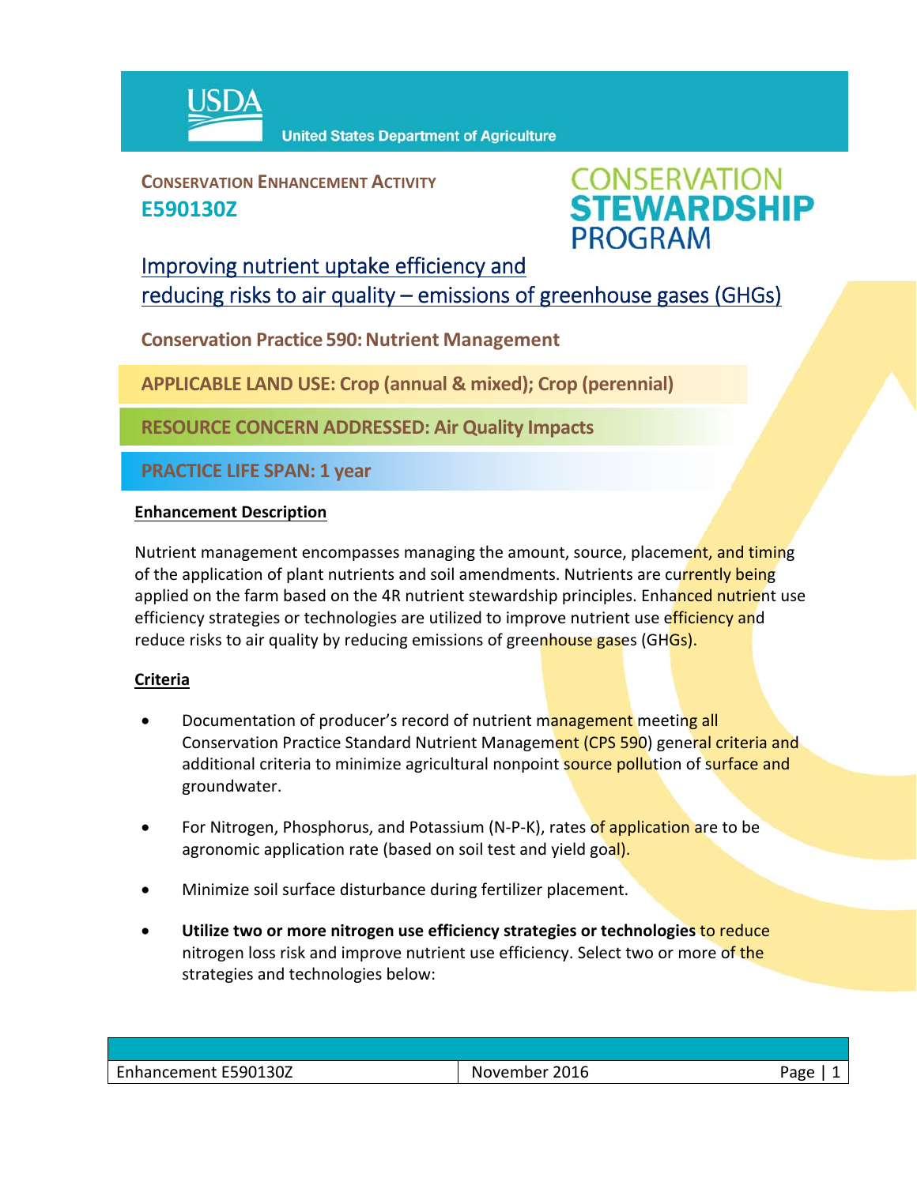USDA United States Department of Agriculture

**CONSERVATION ENHANCEMENT ACTIVITY**
**E590130Z**

CONSERVATION STEWARDSHIP PROGRAM

# Improving nutrient uptake efficiency and reducing risks to air quality – emissions of greenhouse gases (GHGs)

**Conservation Practice 590: Nutrient Management**

**APPLICABLE LAND USE: Crop (annual & mixed); Crop (perennial)**

**RESOURCE CONCERN ADDRESSED: Air Quality Impacts**

**PRACTICE LIFE SPAN: 1 year**

## Enhancement Description

Nutrient management encompasses managing the amount, source, placement, and timing of the application of plant nutrients and soil amendments. Nutrients are currently being applied on the farm based on the 4R nutrient stewardship principles. Enhanced nutrient use efficiency strategies or technologies are utilized to improve nutrient use efficiency and reduce risks to air quality by reducing emissions of greenhouse gases (GHGs).

## Criteria

- Documentation of producer's record of nutrient management meeting all Conservation Practice Standard Nutrient Management (CPS 590) general criteria and additional criteria to minimize agricultural nonpoint source pollution of surface and groundwater.
- For Nitrogen, Phosphorus, and Potassium (N-P-K), rates of application are to be agronomic application rate (based on soil test and yield goal).
- Minimize soil surface disturbance during fertilizer placement.
- **Utilize two or more nitrogen use efficiency strategies or technologies** to reduce nitrogen loss risk and improve nutrient use efficiency. Select two or more of the strategies and technologies below: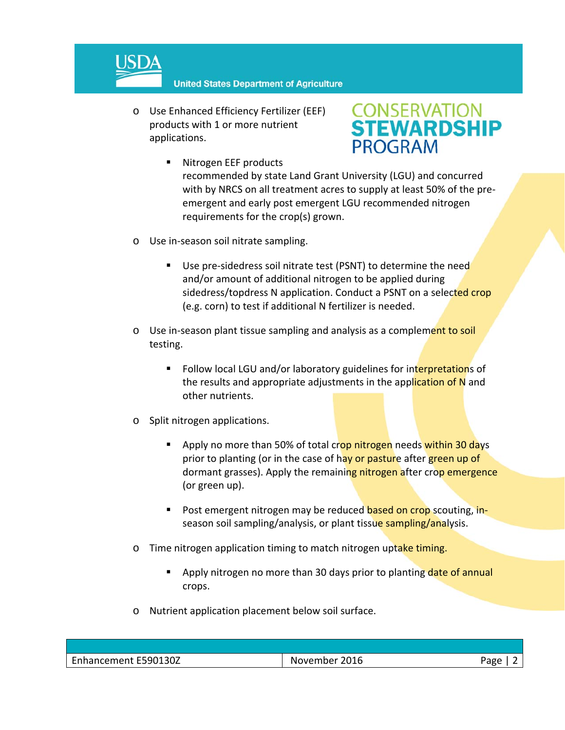- Use Enhanced Efficiency Fertilizer (EEF) products with 1 or more nutrient applications.
  - Nitrogen EEF products recommended by state Land Grant University (LGU) and concurred with by NRCS on all treatment acres to supply at least 50% of the pre-emergent and early post emergent LGU recommended nitrogen requirements for the crop(s) grown.
- Use in-season soil nitrate sampling.
  - Use pre-sidedress soil nitrate test (PSNT) to determine the need and/or amount of additional nitrogen to be applied during sidedress/topdress N application. Conduct a PSNT on a selected crop (e.g. corn) to test if additional N fertilizer is needed.
- Use in-season plant tissue sampling and analysis as a complement to soil testing.
  - Follow local LGU and/or laboratory guidelines for interpretations of the results and appropriate adjustments in the application of N and other nutrients.
- Split nitrogen applications.
  - Apply no more than 50% of total crop nitrogen needs within 30 days prior to planting (or in the case of hay or pasture after green up of dormant grasses). Apply the remaining nitrogen after crop emergence (or green up).
  - Post emergent nitrogen may be reduced based on crop scouting, in-season soil sampling/analysis, or plant tissue sampling/analysis.
- Time nitrogen application timing to match nitrogen uptake timing.
  - Apply nitrogen no more than 30 days prior to planting date of annual crops.
- Nutrient application placement below soil surface.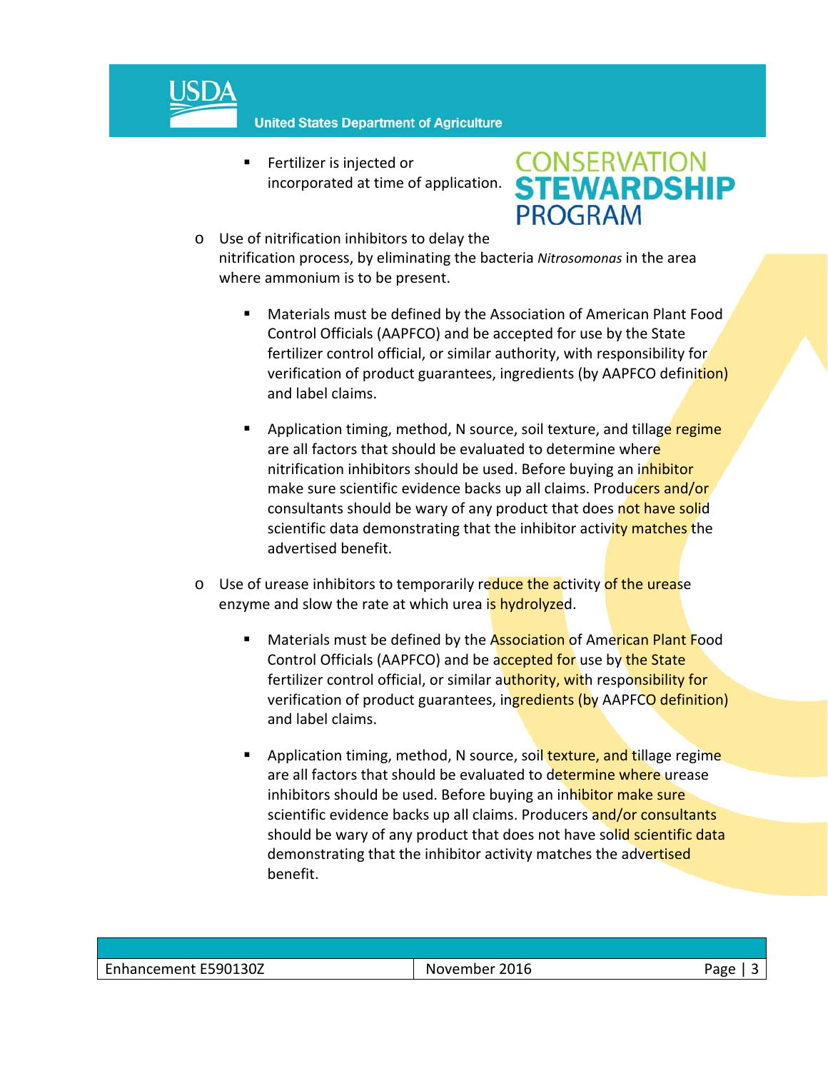- Fertilizer is injected or incorporated at time of application.

- Use of nitrification inhibitors to delay the nitrification process, by eliminating the bacteria *Nitrosomonas* in the area where ammonium is to be present.

  - Materials must be defined by the Association of American Plant Food Control Officials (AAPFCO) and be accepted for use by the State fertilizer control official, or similar authority, with responsibility for verification of product guarantees, ingredients (by AAPFCO definition) and label claims.

  - Application timing, method, N source, soil texture, and tillage regime are all factors that should be evaluated to determine where nitrification inhibitors should be used. Before buying an inhibitor make sure scientific evidence backs up all claims. Producers and/or consultants should be wary of any product that does not have solid scientific data demonstrating that the inhibitor activity matches the advertised benefit.

- Use of urease inhibitors to temporarily reduce the activity of the urease enzyme and slow the rate at which urea is hydrolyzed.

  - Materials must be defined by the Association of American Plant Food Control Officials (AAPFCO) and be accepted for use by the State fertilizer control official, or similar authority, with responsibility for verification of product guarantees, ingredients (by AAPFCO definition) and label claims.

  - Application timing, method, N source, soil texture, and tillage regime are all factors that should be evaluated to determine where urease inhibitors should be used. Before buying an inhibitor make sure scientific evidence backs up all claims. Producers and/or consultants should be wary of any product that does not have solid scientific data demonstrating that the inhibitor activity matches the advertised benefit.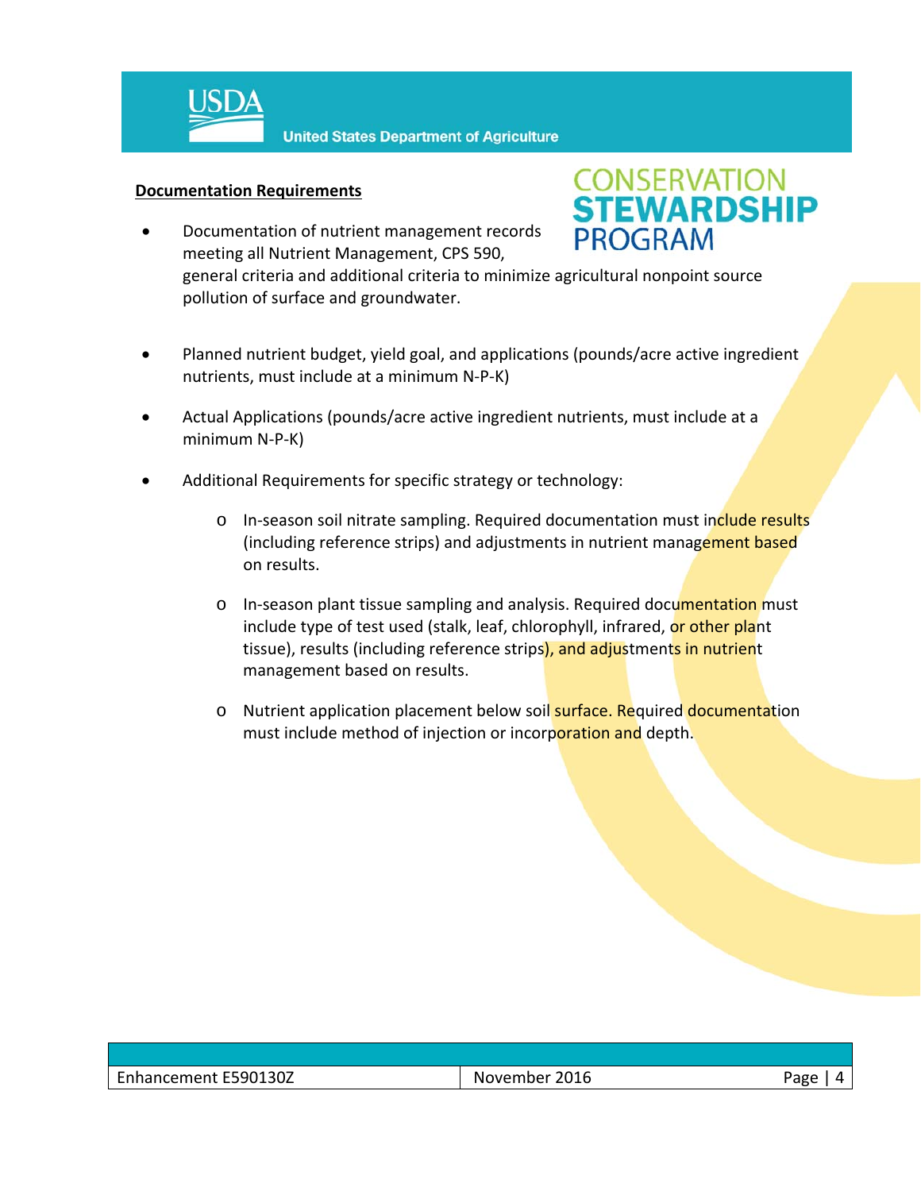**Documentation Requirements**

- Documentation of nutrient management records meeting all Nutrient Management, CPS 590, general criteria and additional criteria to minimize agricultural nonpoint source pollution of surface and groundwater.

- Planned nutrient budget, yield goal, and applications (pounds/acre active ingredient nutrients, must include at a minimum N-P-K)

- Actual Applications (pounds/acre active ingredient nutrients, must include at a minimum N-P-K)

- Additional Requirements for specific strategy or technology:

  - In-season soil nitrate sampling. Required documentation must include results (including reference strips) and adjustments in nutrient management based on results.

  - In-season plant tissue sampling and analysis. Required documentation must include type of test used (stalk, leaf, chlorophyll, infrared, or other plant tissue), results (including reference strips), and adjustments in nutrient management based on results.

  - Nutrient application placement below soil surface. Required documentation must include method of injection or incorporation and depth.